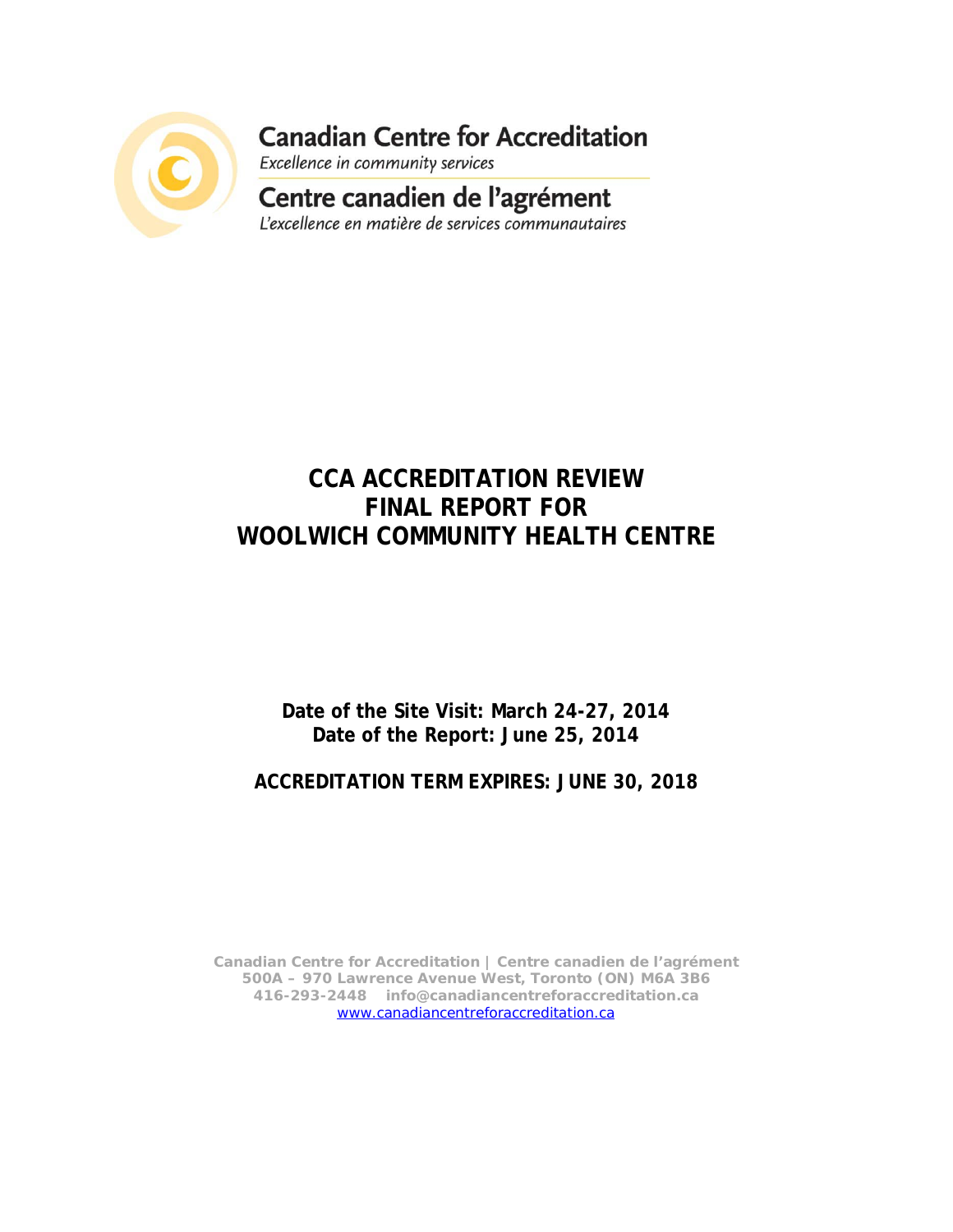Canadian Centre for Accreditation

*Excellence in community services*

Centre canadien de l'agrément

*L'excellence en matière de services communautaires*

# CCA ACCREDITATION REVIEW FINAL REPORT FOR WOOLWICH COMMUNITY HEALTH CENTRE

**Date of the Site Visit: March 24-27, 2014**
**Date of the Report: June 25, 2014**

**ACCREDITATION TERM EXPIRES: JUNE 30, 2018**

Canadian Centre for Accreditation | Centre canadien de l'agrément
500A – 970 Lawrence Avenue West, Toronto (ON) M6A 3B6
416-293-2448 info@canadiancentreforaccreditation.ca
www.canadiancentreforaccreditation.ca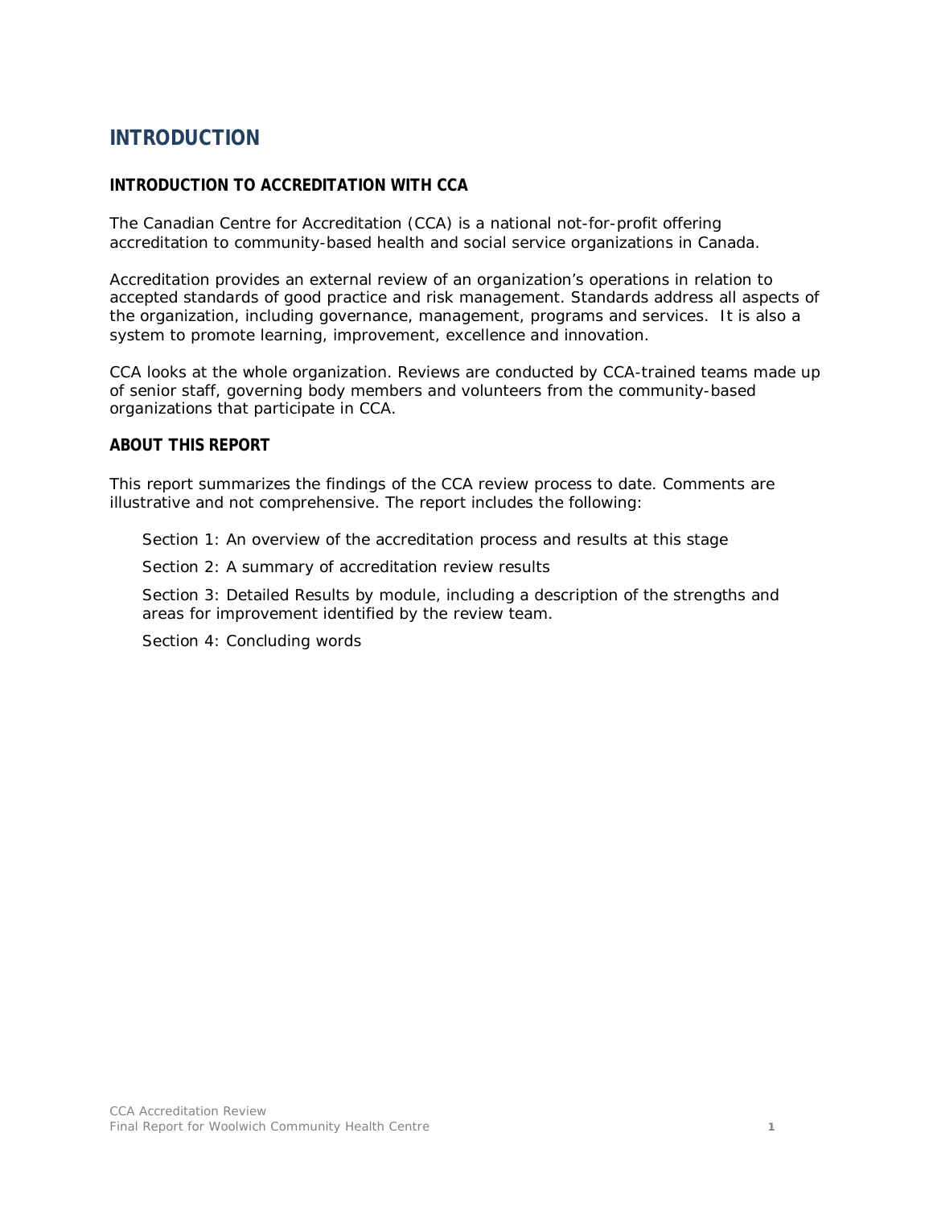# INTRODUCTION

## INTRODUCTION TO ACCREDITATION WITH CCA

The Canadian Centre for Accreditation (CCA) is a national not-for-profit offering accreditation to community-based health and social service organizations in Canada.

Accreditation provides an external review of an organization's operations in relation to accepted standards of good practice and risk management. Standards address all aspects of the organization, including governance, management, programs and services. It is also a system to promote learning, improvement, excellence and innovation.

CCA looks at the whole organization. Reviews are conducted by CCA-trained teams made up of senior staff, governing body members and volunteers from the community-based organizations that participate in CCA.

## ABOUT THIS REPORT

This report summarizes the findings of the CCA review process to date. Comments are illustrative and not comprehensive. The report includes the following:

Section 1: An overview of the accreditation process and results at this stage

Section 2: A summary of accreditation review results

Section 3: Detailed Results by module, including a description of the strengths and areas for improvement identified by the review team.

Section 4: Concluding words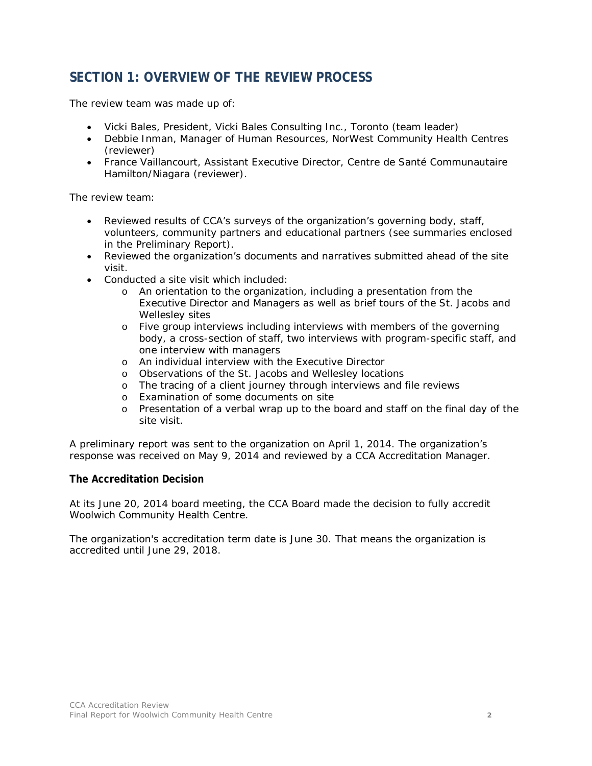## SECTION 1: OVERVIEW OF THE REVIEW PROCESS

The review team was made up of:

- Vicki Bales, President, Vicki Bales Consulting Inc., Toronto (team leader)
- Debbie Inman, Manager of Human Resources, NorWest Community Health Centres (reviewer)
- France Vaillancourt, Assistant Executive Director, Centre de Santé Communautaire Hamilton/Niagara (reviewer).

The review team:

- Reviewed results of CCA's surveys of the organization's governing body, staff, volunteers, community partners and educational partners (see summaries enclosed in the Preliminary Report).
- Reviewed the organization's documents and narratives submitted ahead of the site visit.
- Conducted a site visit which included:
    - An orientation to the organization, including a presentation from the Executive Director and Managers as well as brief tours of the St. Jacobs and Wellesley sites
    - Five group interviews including interviews with members of the governing body, a cross-section of staff, two interviews with program-specific staff, and one interview with managers
    - An individual interview with the Executive Director
    - Observations of the St. Jacobs and Wellesley locations
    - The tracing of a client journey through interviews and file reviews
    - Examination of some documents on site
    - Presentation of a verbal wrap up to the board and staff on the final day of the site visit.

A preliminary report was sent to the organization on April 1, 2014. The organization's response was received on May 9, 2014 and reviewed by a CCA Accreditation Manager.

**The Accreditation Decision**

At its June 20, 2014 board meeting, the CCA Board made the decision to fully accredit Woolwich Community Health Centre.

The organization's accreditation term date is June 30. That means the organization is accredited until June 29, 2018.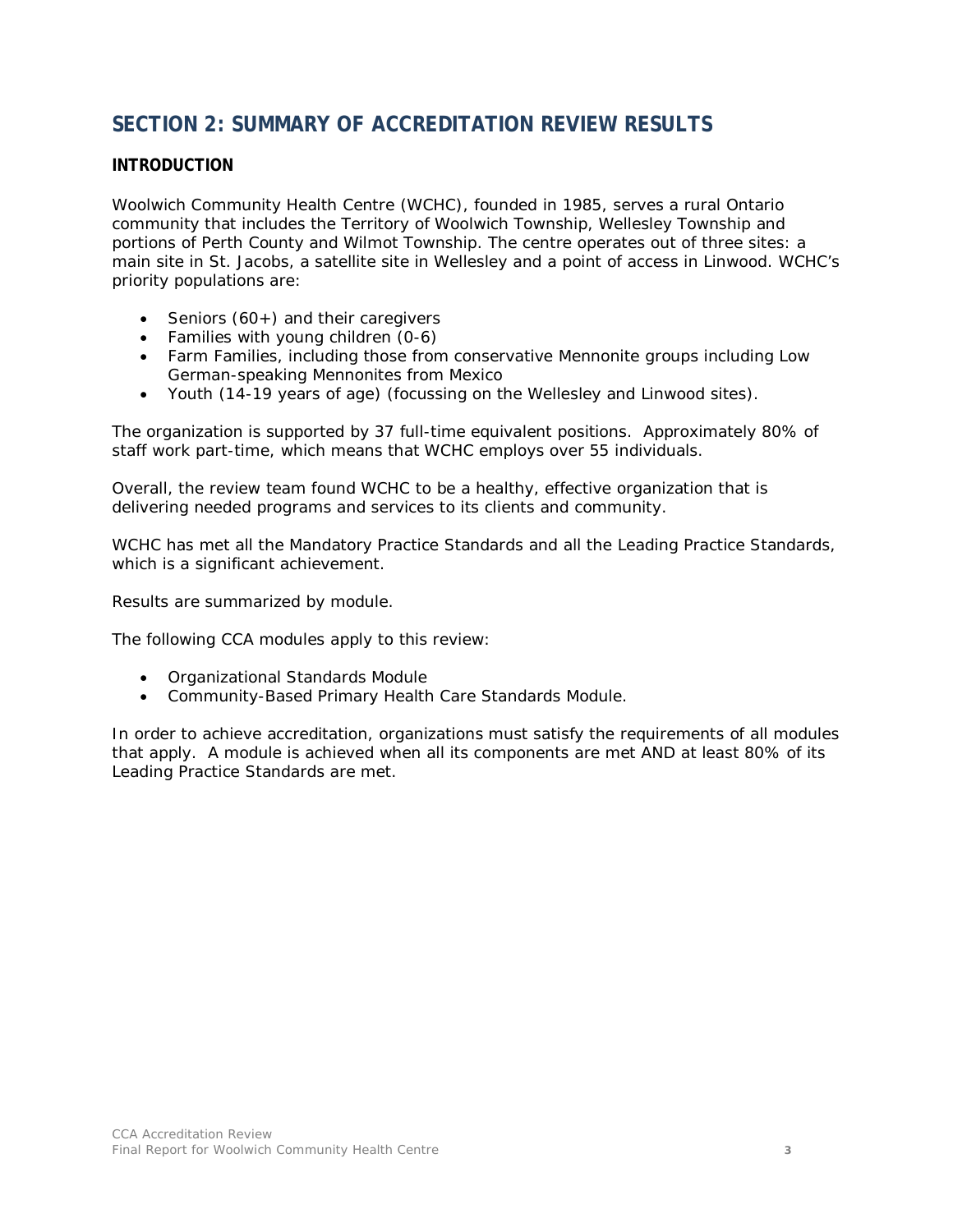## SECTION 2: SUMMARY OF ACCREDITATION REVIEW RESULTS

### INTRODUCTION

Woolwich Community Health Centre (WCHC), founded in 1985, serves a rural Ontario community that includes the Territory of Woolwich Township, Wellesley Township and portions of Perth County and Wilmot Township. The centre operates out of three sites: a main site in St. Jacobs, a satellite site in Wellesley and a point of access in Linwood. WCHC's priority populations are:

- Seniors (60+) and their caregivers
- Families with young children (0-6)
- Farm Families, including those from conservative Mennonite groups including Low German-speaking Mennonites from Mexico
- Youth (14-19 years of age) (focussing on the Wellesley and Linwood sites).

The organization is supported by 37 full-time equivalent positions. Approximately 80% of staff work part-time, which means that WCHC employs over 55 individuals.

Overall, the review team found WCHC to be a healthy, effective organization that is delivering needed programs and services to its clients and community.

WCHC has met all the Mandatory Practice Standards and all the Leading Practice Standards, which is a significant achievement.

Results are summarized by module.

The following CCA modules apply to this review:

- Organizational Standards Module
- Community-Based Primary Health Care Standards Module.

In order to achieve accreditation, organizations must satisfy the requirements of all modules that apply. A module is achieved when all its components are met AND at least 80% of its Leading Practice Standards are met.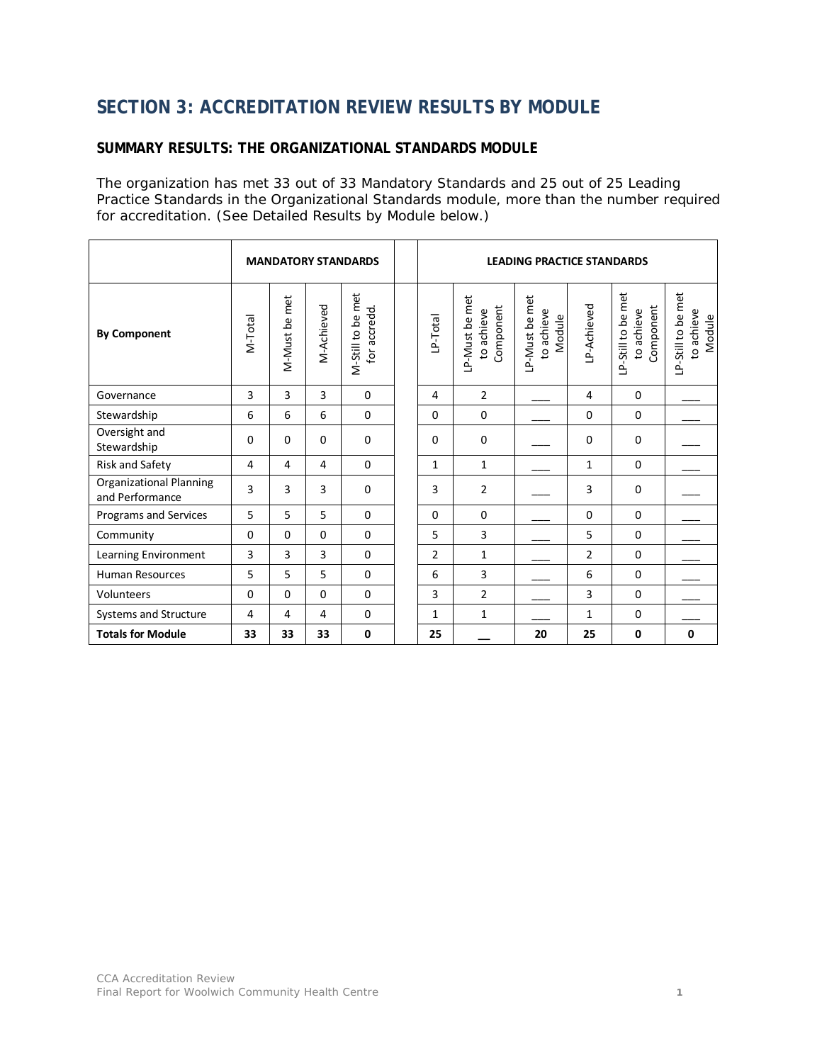## SECTION 3: ACCREDITATION REVIEW RESULTS BY MODULE

### SUMMARY RESULTS: THE ORGANIZATIONAL STANDARDS MODULE

The organization has met 33 out of 33 Mandatory Standards and 25 out of 25 Leading Practice Standards in the Organizational Standards module, more than the number required for accreditation. (See Detailed Results by Module below.)

| | MANDATORY STANDARDS | | | | | LEADING PRACTICE STANDARDS | | | | | |
|---|---|---|---|---|---|---|---|---|---|---|---|
| **By Component** | M-Total | M-Must be met | M-Achieved | M-Still to be met for accredd. | | LP-Total | LP-Must be met to achieve Component | LP-Must be met to achieve Module | LP-Achieved | LP-Still to be met to achieve Component | LP-Still to be met to achieve Module |
| Governance | 3 | 3 | 3 | 0 | | 4 | 2 | ___ | 4 | 0 | ___ |
| Stewardship | 6 | 6 | 6 | 0 | | 0 | 0 | ___ | 0 | 0 | ___ |
| Oversight and Stewardship | 0 | 0 | 0 | 0 | | 0 | 0 | ___ | 0 | 0 | ___ |
| Risk and Safety | 4 | 4 | 4 | 0 | | 1 | 1 | ___ | 1 | 0 | ___ |
| Organizational Planning and Performance | 3 | 3 | 3 | 0 | | 3 | 2 | ___ | 3 | 0 | ___ |
| Programs and Services | 5 | 5 | 5 | 0 | | 0 | 0 | ___ | 0 | 0 | ___ |
| Community | 0 | 0 | 0 | 0 | | 5 | 3 | ___ | 5 | 0 | ___ |
| Learning Environment | 3 | 3 | 3 | 0 | | 2 | 1 | ___ | 2 | 0 | ___ |
| Human Resources | 5 | 5 | 5 | 0 | | 6 | 3 | ___ | 6 | 0 | ___ |
| Volunteers | 0 | 0 | 0 | 0 | | 3 | 2 | ___ | 3 | 0 | ___ |
| Systems and Structure | 4 | 4 | 4 | 0 | | 1 | 1 | ___ | 1 | 0 | ___ |
| **Totals for Module** | **33** | **33** | **33** | **0** | | **25** | **__** | **20** | **25** | **0** | **0** |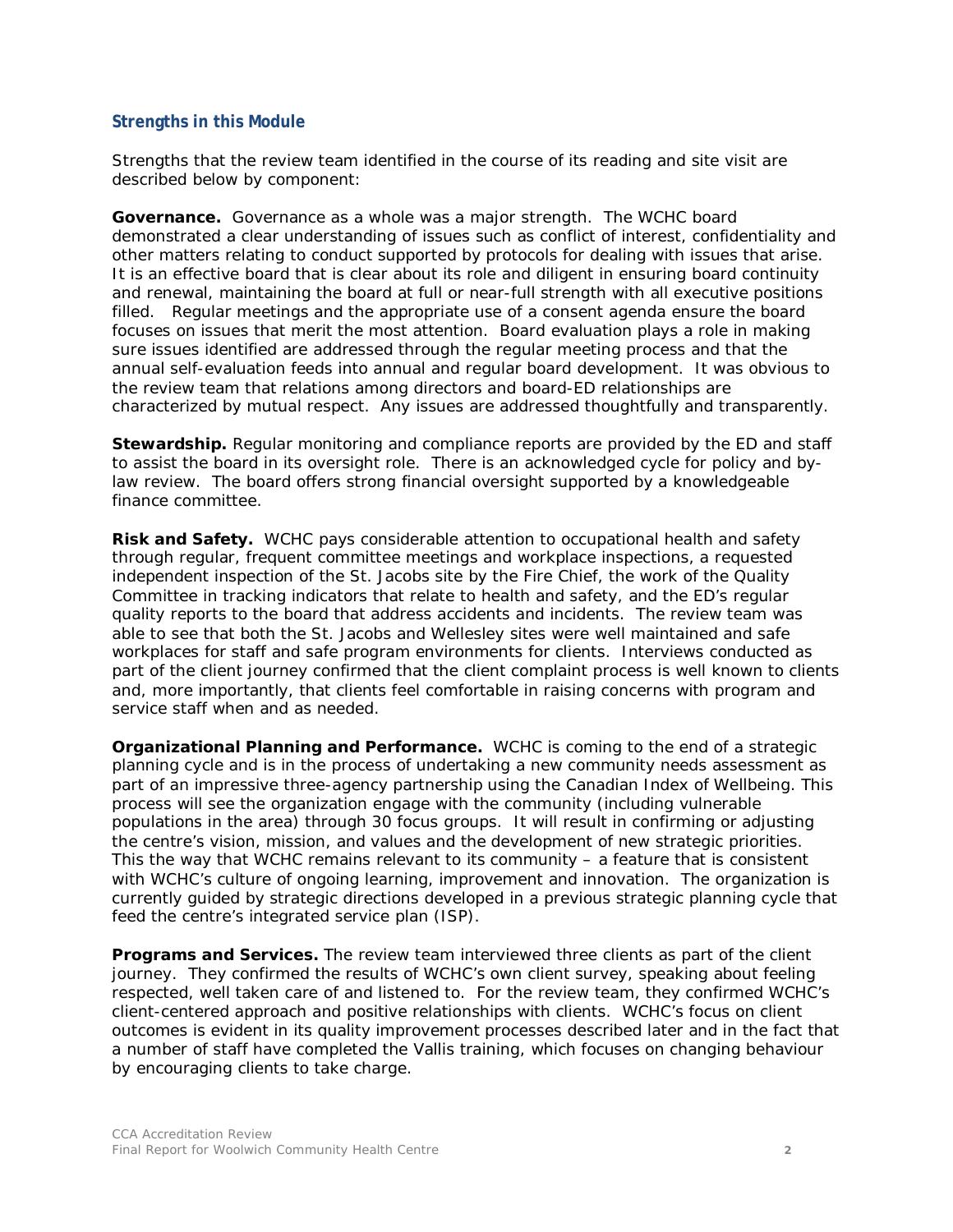### *Strengths in this Module*

Strengths that the review team identified in the course of its reading and site visit are described below by component:

**Governance.** Governance as a whole was a major strength. The WCHC board demonstrated a clear understanding of issues such as conflict of interest, confidentiality and other matters relating to conduct supported by protocols for dealing with issues that arise. It is an effective board that is clear about its role and diligent in ensuring board continuity and renewal, maintaining the board at full or near-full strength with all executive positions filled. Regular meetings and the appropriate use of a consent agenda ensure the board focuses on issues that merit the most attention. Board evaluation plays a role in making sure issues identified are addressed through the regular meeting process and that the annual self-evaluation feeds into annual and regular board development. It was obvious to the review team that relations among directors and board-ED relationships are characterized by mutual respect. Any issues are addressed thoughtfully and transparently.

**Stewardship.** Regular monitoring and compliance reports are provided by the ED and staff to assist the board in its oversight role. There is an acknowledged cycle for policy and by-law review. The board offers strong financial oversight supported by a knowledgeable finance committee.

**Risk and Safety.** WCHC pays considerable attention to occupational health and safety through regular, frequent committee meetings and workplace inspections, a requested independent inspection of the St. Jacobs site by the Fire Chief, the work of the Quality Committee in tracking indicators that relate to health and safety, and the ED's regular quality reports to the board that address accidents and incidents. The review team was able to see that both the St. Jacobs and Wellesley sites were well maintained and safe workplaces for staff and safe program environments for clients. Interviews conducted as part of the client journey confirmed that the client complaint process is well known to clients and, more importantly, that clients feel comfortable in raising concerns with program and service staff when and as needed.

**Organizational Planning and Performance.** WCHC is coming to the end of a strategic planning cycle and is in the process of undertaking a new community needs assessment as part of an impressive three-agency partnership using the Canadian Index of Wellbeing. This process will see the organization engage with the community (including vulnerable populations in the area) through 30 focus groups. It will result in confirming or adjusting the centre's vision, mission, and values and the development of new strategic priorities. This the way that WCHC remains relevant to its community – a feature that is consistent with WCHC's culture of ongoing learning, improvement and innovation. The organization is currently guided by strategic directions developed in a previous strategic planning cycle that feed the centre's integrated service plan (ISP).

**Programs and Services.** The review team interviewed three clients as part of the client journey. They confirmed the results of WCHC's own client survey, speaking about feeling respected, well taken care of and listened to. For the review team, they confirmed WCHC's client-centered approach and positive relationships with clients. WCHC's focus on client outcomes is evident in its quality improvement processes described later and in the fact that a number of staff have completed the Vallis training, which focuses on changing behaviour by encouraging clients to take charge.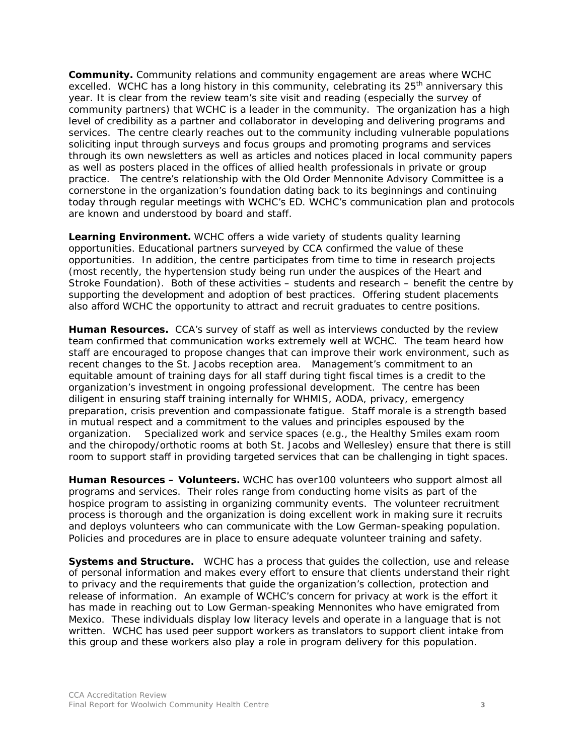**Community.** Community relations and community engagement are areas where WCHC excelled. WCHC has a long history in this community, celebrating its 25th anniversary this year. It is clear from the review team's site visit and reading (especially the survey of community partners) that WCHC is a leader in the community. The organization has a high level of credibility as a partner and collaborator in developing and delivering programs and services. The centre clearly reaches out to the community including vulnerable populations soliciting input through surveys and focus groups and promoting programs and services through its own newsletters as well as articles and notices placed in local community papers as well as posters placed in the offices of allied health professionals in private or group practice. The centre's relationship with the Old Order Mennonite Advisory Committee is a cornerstone in the organization's foundation dating back to its beginnings and continuing today through regular meetings with WCHC's ED. WCHC's communication plan and protocols are known and understood by board and staff.

**Learning Environment.** WCHC offers a wide variety of students quality learning opportunities. Educational partners surveyed by CCA confirmed the value of these opportunities. In addition, the centre participates from time to time in research projects (most recently, the hypertension study being run under the auspices of the Heart and Stroke Foundation). Both of these activities – students and research – benefit the centre by supporting the development and adoption of best practices. Offering student placements also afford WCHC the opportunity to attract and recruit graduates to centre positions.

**Human Resources.** CCA's survey of staff as well as interviews conducted by the review team confirmed that communication works extremely well at WCHC. The team heard how staff are encouraged to propose changes that can improve their work environment, such as recent changes to the St. Jacobs reception area. Management's commitment to an equitable amount of training days for all staff during tight fiscal times is a credit to the organization's investment in ongoing professional development. The centre has been diligent in ensuring staff training internally for WHMIS, AODA, privacy, emergency preparation, crisis prevention and compassionate fatigue. Staff morale is a strength based in mutual respect and a commitment to the values and principles espoused by the organization. Specialized work and service spaces (e.g., the Healthy Smiles exam room and the chiropody/orthotic rooms at both St. Jacobs and Wellesley) ensure that there is still room to support staff in providing targeted services that can be challenging in tight spaces.

**Human Resources – Volunteers.** WCHC has over100 volunteers who support almost all programs and services. Their roles range from conducting home visits as part of the hospice program to assisting in organizing community events. The volunteer recruitment process is thorough and the organization is doing excellent work in making sure it recruits and deploys volunteers who can communicate with the Low German-speaking population. Policies and procedures are in place to ensure adequate volunteer training and safety.

**Systems and Structure.** WCHC has a process that guides the collection, use and release of personal information and makes every effort to ensure that clients understand their right to privacy and the requirements that guide the organization's collection, protection and release of information. An example of WCHC's concern for privacy at work is the effort it has made in reaching out to Low German-speaking Mennonites who have emigrated from Mexico. These individuals display low literacy levels and operate in a language that is not written. WCHC has used peer support workers as translators to support client intake from this group and these workers also play a role in program delivery for this population.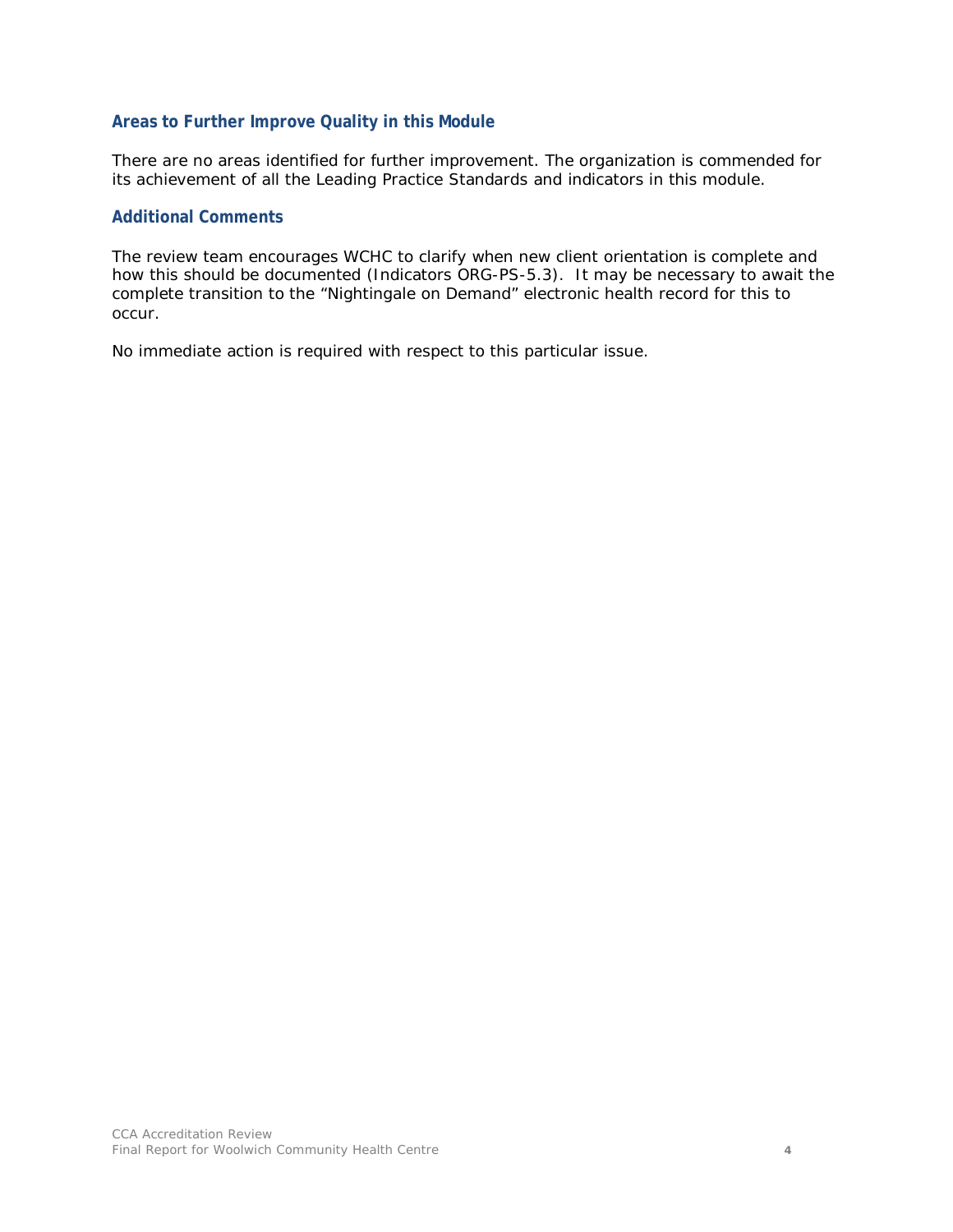### Areas to Further Improve Quality in this Module

There are no areas identified for further improvement. The organization is commended for its achievement of all the Leading Practice Standards and indicators in this module.

### Additional Comments

The review team encourages WCHC to clarify when new client orientation is complete and how this should be documented (Indicators ORG-PS-5.3). It may be necessary to await the complete transition to the “Nightingale on Demand” electronic health record for this to occur.

No immediate action is required with respect to this particular issue.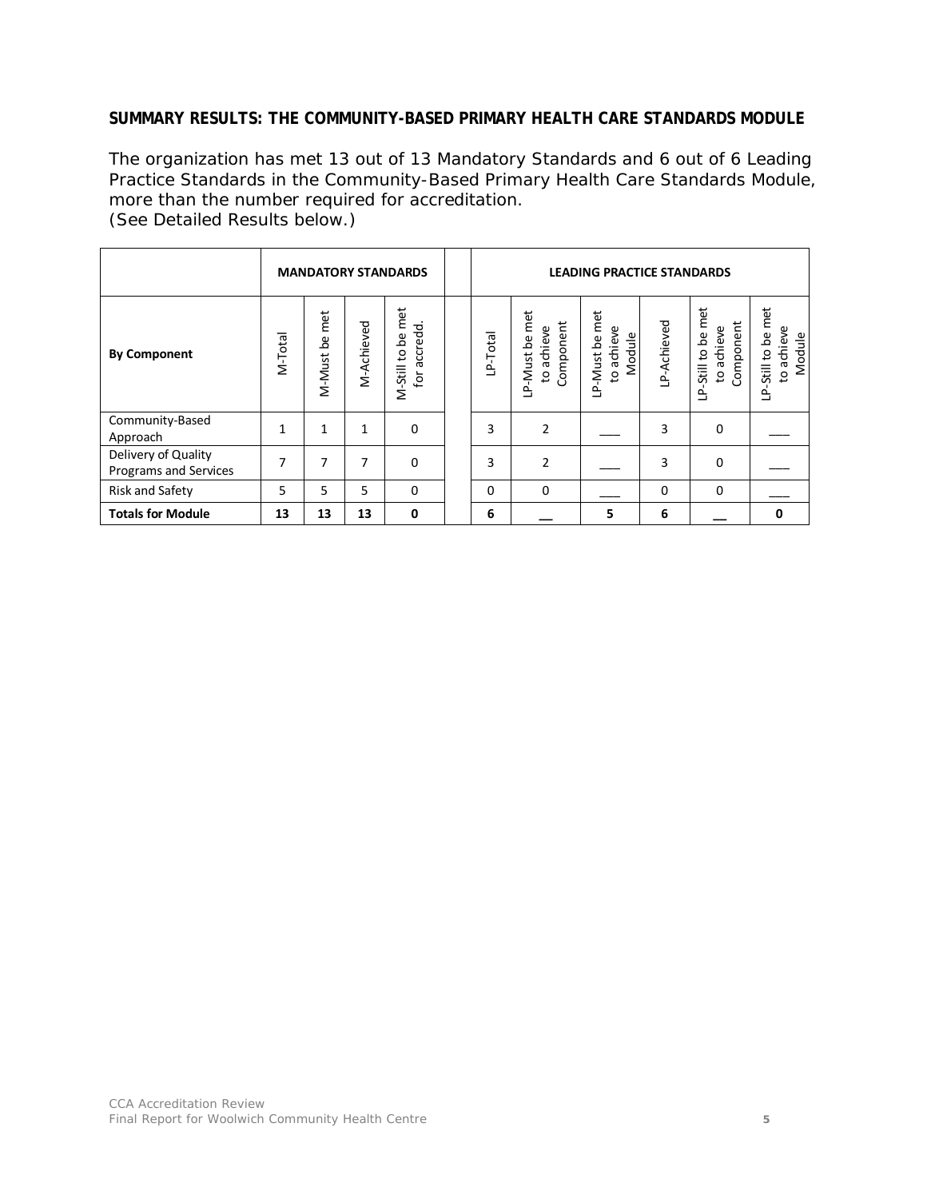**SUMMARY RESULTS: THE COMMUNITY-BASED PRIMARY HEALTH CARE STANDARDS MODULE**

The organization has met 13 out of 13 Mandatory Standards and 6 out of 6 Leading Practice Standards in the Community-Based Primary Health Care Standards Module, more than the number required for accreditation.
(See Detailed Results below.)

| | MANDATORY STANDARDS | | | | | LEADING PRACTICE STANDARDS | | | | | |
|---|---|---|---|---|---|---|---|---|---|---|---|
| **By Component** | M-Total | M-Must be met | M-Achieved | M-Still to be met for accredd. | | LP-Total | LP-Must be met to achieve Component | LP-Must be met to achieve Module | LP-Achieved | LP-Still to be met to achieve Component | LP-Still to be met to achieve Module |
| Community-Based Approach | 1 | 1 | 1 | 0 | | 3 | 2 | ___ | 3 | 0 | ___ |
| Delivery of Quality Programs and Services | 7 | 7 | 7 | 0 | | 3 | 2 | ___ | 3 | 0 | ___ |
| Risk and Safety | 5 | 5 | 5 | 0 | | 0 | 0 | ___ | 0 | 0 | ___ |
| **Totals for Module** | **13** | **13** | **13** | **0** | | **6** | **__** | **5** | **6** | **__** | **0** |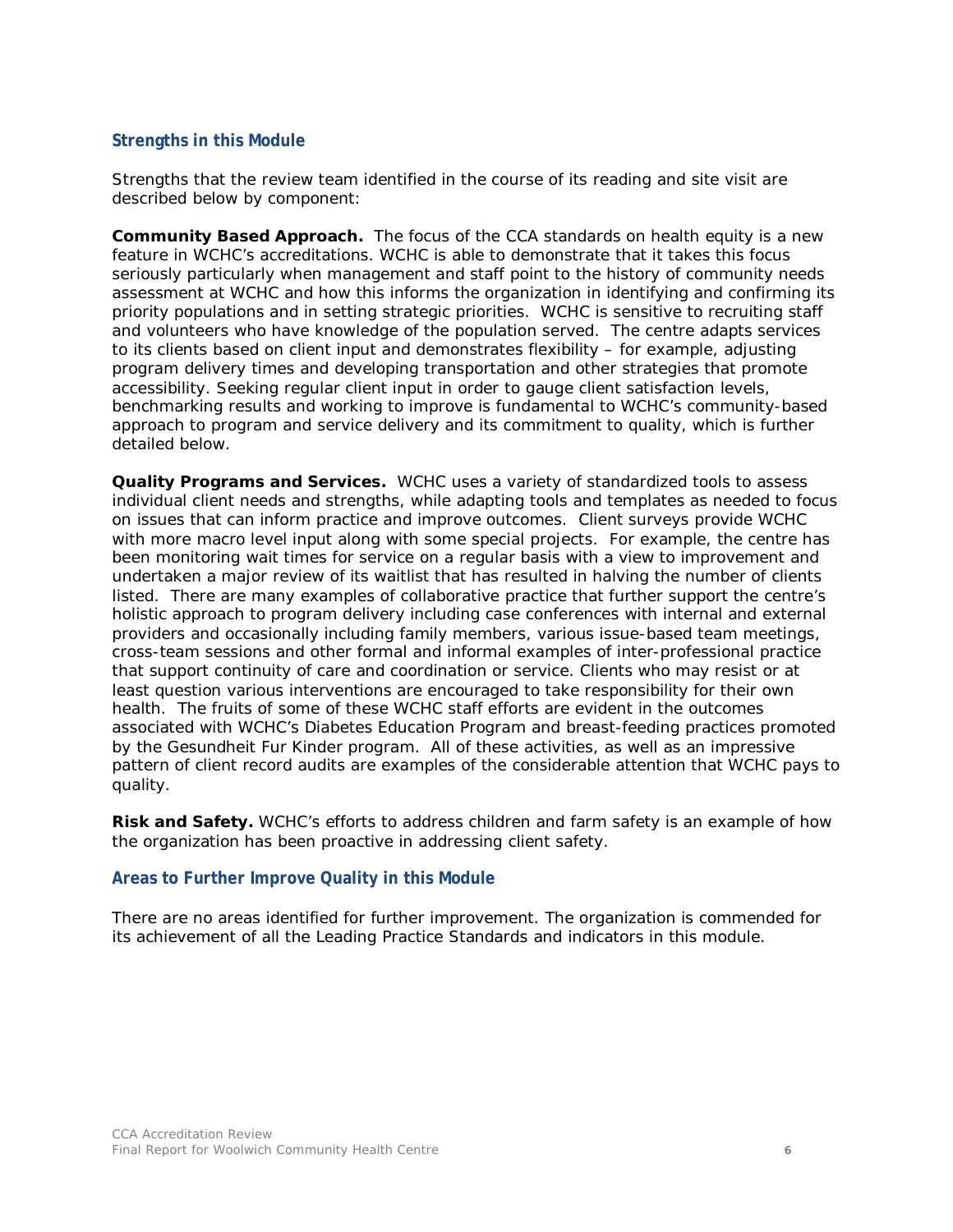### Strengths in this Module

Strengths that the review team identified in the course of its reading and site visit are described below by component:

**Community Based Approach.** The focus of the CCA standards on health equity is a new feature in WCHC's accreditations. WCHC is able to demonstrate that it takes this focus seriously particularly when management and staff point to the history of community needs assessment at WCHC and how this informs the organization in identifying and confirming its priority populations and in setting strategic priorities. WCHC is sensitive to recruiting staff and volunteers who have knowledge of the population served. The centre adapts services to its clients based on client input and demonstrates flexibility – for example, adjusting program delivery times and developing transportation and other strategies that promote accessibility. Seeking regular client input in order to gauge client satisfaction levels, benchmarking results and working to improve is fundamental to WCHC's community-based approach to program and service delivery and its commitment to quality, which is further detailed below.

**Quality Programs and Services.** WCHC uses a variety of standardized tools to assess individual client needs and strengths, while adapting tools and templates as needed to focus on issues that can inform practice and improve outcomes. Client surveys provide WCHC with more macro level input along with some special projects. For example, the centre has been monitoring wait times for service on a regular basis with a view to improvement and undertaken a major review of its waitlist that has resulted in halving the number of clients listed. There are many examples of collaborative practice that further support the centre's holistic approach to program delivery including case conferences with internal and external providers and occasionally including family members, various issue-based team meetings, cross-team sessions and other formal and informal examples of inter-professional practice that support continuity of care and coordination or service. Clients who may resist or at least question various interventions are encouraged to take responsibility for their own health. The fruits of some of these WCHC staff efforts are evident in the outcomes associated with WCHC's Diabetes Education Program and breast-feeding practices promoted by the Gesundheit Fur Kinder program. All of these activities, as well as an impressive pattern of client record audits are examples of the considerable attention that WCHC pays to quality.

**Risk and Safety.** WCHC's efforts to address children and farm safety is an example of how the organization has been proactive in addressing client safety.

### Areas to Further Improve Quality in this Module

There are no areas identified for further improvement. The organization is commended for its achievement of all the Leading Practice Standards and indicators in this module.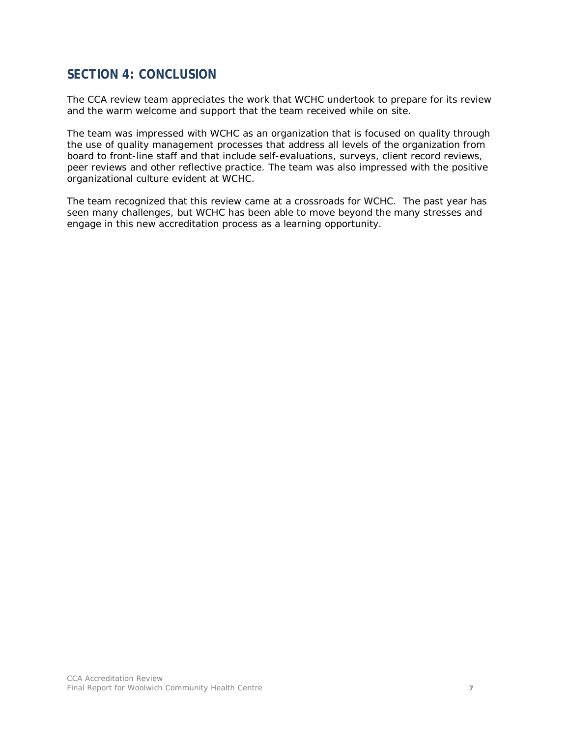## SECTION 4: CONCLUSION

The CCA review team appreciates the work that WCHC undertook to prepare for its review and the warm welcome and support that the team received while on site.

The team was impressed with WCHC as an organization that is focused on quality through the use of quality management processes that address all levels of the organization from board to front-line staff and that include self-evaluations, surveys, client record reviews, peer reviews and other reflective practice. The team was also impressed with the positive organizational culture evident at WCHC.

The team recognized that this review came at a crossroads for WCHC.  The past year has seen many challenges, but WCHC has been able to move beyond the many stresses and engage in this new accreditation process as a learning opportunity.